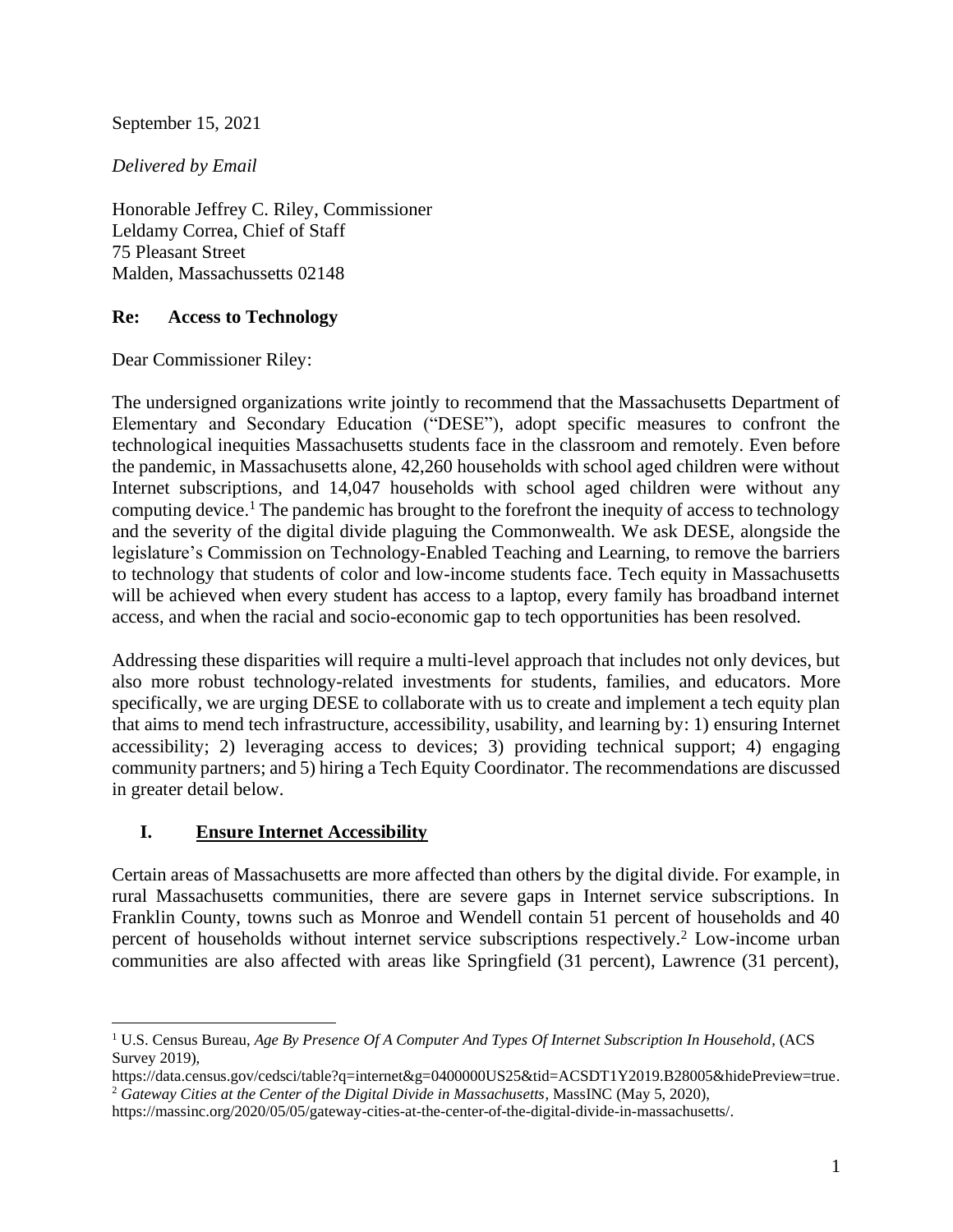September 15, 2021

*Delivered by Email*

Honorable Jeffrey C. Riley, Commissioner
Leldamy Correa, Chief of Staff
75 Pleasant Street
Malden, Massachussetts 02148

**Re: Access to Technology**

Dear Commissioner Riley:

The undersigned organizations write jointly to recommend that the Massachusetts Department of Elementary and Secondary Education ("DESE"), adopt specific measures to confront the technological inequities Massachusetts students face in the classroom and remotely. Even before the pandemic, in Massachusetts alone, 42,260 households with school aged children were without Internet subscriptions, and 14,047 households with school aged children were without any computing device.[1] The pandemic has brought to the forefront the inequity of access to technology and the severity of the digital divide plaguing the Commonwealth. We ask DESE, alongside the legislature's Commission on Technology-Enabled Teaching and Learning, to remove the barriers to technology that students of color and low-income students face. Tech equity in Massachusetts will be achieved when every student has access to a laptop, every family has broadband internet access, and when the racial and socio-economic gap to tech opportunities has been resolved.

Addressing these disparities will require a multi-level approach that includes not only devices, but also more robust technology-related investments for students, families, and educators. More specifically, we are urging DESE to collaborate with us to create and implement a tech equity plan that aims to mend tech infrastructure, accessibility, usability, and learning by: 1) ensuring Internet accessibility; 2) leveraging access to devices; 3) providing technical support; 4) engaging community partners; and 5) hiring a Tech Equity Coordinator. The recommendations are discussed in greater detail below.

## I. Ensure Internet Accessibility

Certain areas of Massachusetts are more affected than others by the digital divide. For example, in rural Massachusetts communities, there are severe gaps in Internet service subscriptions. In Franklin County, towns such as Monroe and Wendell contain 51 percent of households and 40 percent of households without internet service subscriptions respectively.[2] Low-income urban communities are also affected with areas like Springfield (31 percent), Lawrence (31 percent),

---

[1] U.S. Census Bureau, *Age By Presence Of A Computer And Types Of Internet Subscription In Household*, (ACS Survey 2019), https://data.census.gov/cedsci/table?q=internet&g=0400000US25&tid=ACSDT1Y2019.B28005&hidePreview=true.

[2] *Gateway Cities at the Center of the Digital Divide in Massachusetts*, MassINC (May 5, 2020), https://massinc.org/2020/05/05/gateway-cities-at-the-center-of-the-digital-divide-in-massachusetts/.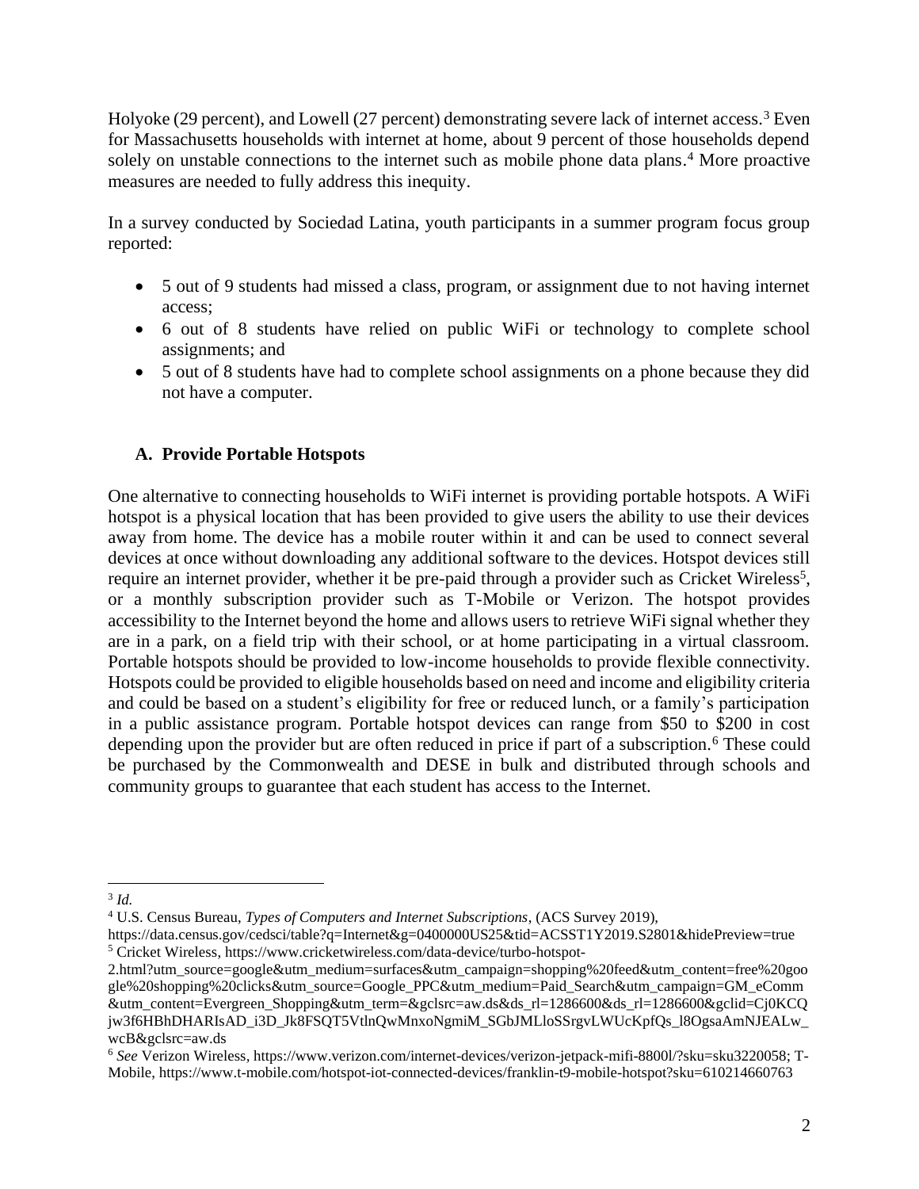Holyoke (29 percent), and Lowell (27 percent) demonstrating severe lack of internet access.[3] Even for Massachusetts households with internet at home, about 9 percent of those households depend solely on unstable connections to the internet such as mobile phone data plans.[4] More proactive measures are needed to fully address this inequity.

In a survey conducted by Sociedad Latina, youth participants in a summer program focus group reported:

- 5 out of 9 students had missed a class, program, or assignment due to not having internet access;
- 6 out of 8 students have relied on public WiFi or technology to complete school assignments; and
- 5 out of 8 students have had to complete school assignments on a phone because they did not have a computer.

### A. Provide Portable Hotspots

One alternative to connecting households to WiFi internet is providing portable hotspots. A WiFi hotspot is a physical location that has been provided to give users the ability to use their devices away from home. The device has a mobile router within it and can be used to connect several devices at once without downloading any additional software to the devices. Hotspot devices still require an internet provider, whether it be pre-paid through a provider such as Cricket Wireless[5], or a monthly subscription provider such as T-Mobile or Verizon. The hotspot provides accessibility to the Internet beyond the home and allows users to retrieve WiFi signal whether they are in a park, on a field trip with their school, or at home participating in a virtual classroom. Portable hotspots should be provided to low-income households to provide flexible connectivity. Hotspots could be provided to eligible households based on need and income and eligibility criteria and could be based on a student's eligibility for free or reduced lunch, or a family's participation in a public assistance program. Portable hotspot devices can range from $50 to $200 in cost depending upon the provider but are often reduced in price if part of a subscription.[6] These could be purchased by the Commonwealth and DESE in bulk and distributed through schools and community groups to guarantee that each student has access to the Internet.

---

[3] *Id.*

[4] U.S. Census Bureau, *Types of Computers and Internet Subscriptions*, (ACS Survey 2019), https://data.census.gov/cedsci/table?q=Internet&g=0400000US25&tid=ACSST1Y2019.S2801&hidePreview=true

[5] Cricket Wireless, https://www.cricketwireless.com/data-device/turbo-hotspot-2.html?utm_source=google&utm_medium=surfaces&utm_campaign=shopping%20feed&utm_content=free%20google%20shopping%20clicks&utm_source=Google_PPC&utm_medium=Paid_Search&utm_campaign=GM_eComm&utm_content=Evergreen_Shopping&utm_term=&gclsrc=aw.ds&ds_rl=1286600&ds_rl=1286600&gclid=Cj0KCQjw3f6HBhDHARIsAD_i3D_Jk8FSQT5VtlnQwMnxoNgmiM_SGbJMLloSSrgvLWUcKpfQs_l8OgsaAmNJEALw_wcB&gclsrc=aw.ds

[6] *See* Verizon Wireless, https://www.verizon.com/internet-devices/verizon-jetpack-mifi-8800l/?sku=sku3220058; T-Mobile, https://www.t-mobile.com/hotspot-iot-connected-devices/franklin-t9-mobile-hotspot?sku=610214660763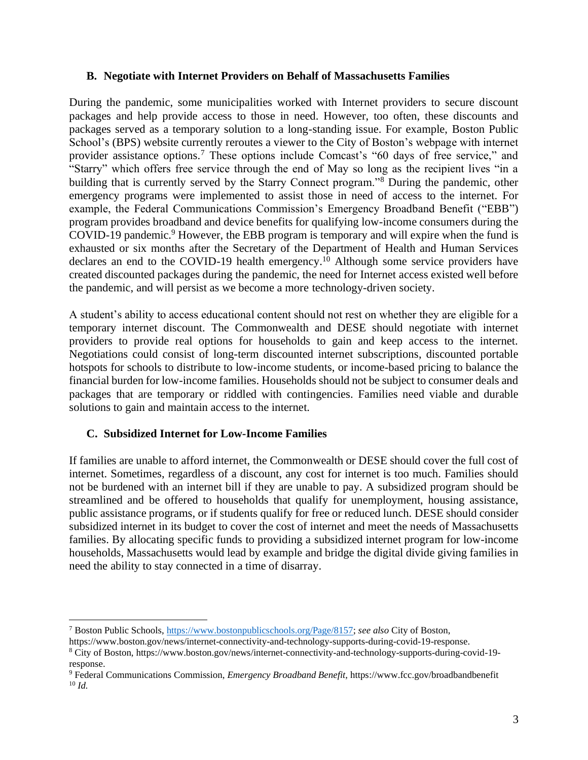### B. Negotiate with Internet Providers on Behalf of Massachusetts Families

During the pandemic, some municipalities worked with Internet providers to secure discount packages and help provide access to those in need. However, too often, these discounts and packages served as a temporary solution to a long-standing issue. For example, Boston Public School's (BPS) website currently reroutes a viewer to the City of Boston's webpage with internet provider assistance options.[7] These options include Comcast's "60 days of free service," and "Starry" which offers free service through the end of May so long as the recipient lives "in a building that is currently served by the Starry Connect program."[8] During the pandemic, other emergency programs were implemented to assist those in need of access to the internet. For example, the Federal Communications Commission's Emergency Broadband Benefit ("EBB") program provides broadband and device benefits for qualifying low-income consumers during the COVID-19 pandemic.[9] However, the EBB program is temporary and will expire when the fund is exhausted or six months after the Secretary of the Department of Health and Human Services declares an end to the COVID-19 health emergency.[10] Although some service providers have created discounted packages during the pandemic, the need for Internet access existed well before the pandemic, and will persist as we become a more technology-driven society.

A student's ability to access educational content should not rest on whether they are eligible for a temporary internet discount. The Commonwealth and DESE should negotiate with internet providers to provide real options for households to gain and keep access to the internet. Negotiations could consist of long-term discounted internet subscriptions, discounted portable hotspots for schools to distribute to low-income students, or income-based pricing to balance the financial burden for low-income families. Households should not be subject to consumer deals and packages that are temporary or riddled with contingencies. Families need viable and durable solutions to gain and maintain access to the internet.

### C. Subsidized Internet for Low-Income Families

If families are unable to afford internet, the Commonwealth or DESE should cover the full cost of internet. Sometimes, regardless of a discount, any cost for internet is too much. Families should not be burdened with an internet bill if they are unable to pay. A subsidized program should be streamlined and be offered to households that qualify for unemployment, housing assistance, public assistance programs, or if students qualify for free or reduced lunch. DESE should consider subsidized internet in its budget to cover the cost of internet and meet the needs of Massachusetts families. By allocating specific funds to providing a subsidized internet program for low-income households, Massachusetts would lead by example and bridge the digital divide giving families in need the ability to stay connected in a time of disarray.

---

[7] Boston Public Schools, https://www.bostonpublicschools.org/Page/8157; *see also* City of Boston, https://www.boston.gov/news/internet-connectivity-and-technology-supports-during-covid-19-response.

[8] City of Boston, https://www.boston.gov/news/internet-connectivity-and-technology-supports-during-covid-19-response.

[9] Federal Communications Commission, *Emergency Broadband Benefit*, https://www.fcc.gov/broadbandbenefit

[10] *Id.*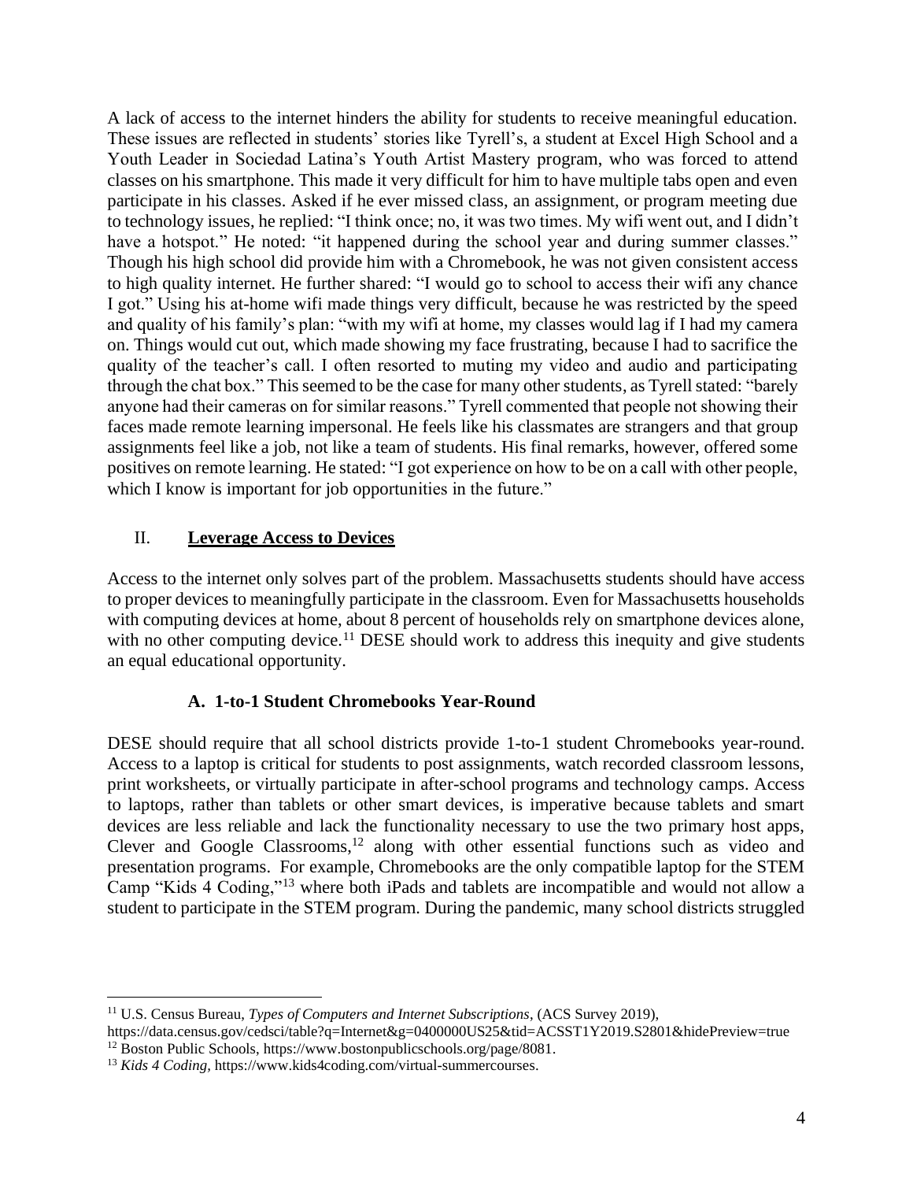A lack of access to the internet hinders the ability for students to receive meaningful education. These issues are reflected in students' stories like Tyrell's, a student at Excel High School and a Youth Leader in Sociedad Latina's Youth Artist Mastery program, who was forced to attend classes on his smartphone. This made it very difficult for him to have multiple tabs open and even participate in his classes. Asked if he ever missed class, an assignment, or program meeting due to technology issues, he replied: "I think once; no, it was two times. My wifi went out, and I didn't have a hotspot." He noted: "it happened during the school year and during summer classes." Though his high school did provide him with a Chromebook, he was not given consistent access to high quality internet. He further shared: "I would go to school to access their wifi any chance I got." Using his at-home wifi made things very difficult, because he was restricted by the speed and quality of his family's plan: "with my wifi at home, my classes would lag if I had my camera on. Things would cut out, which made showing my face frustrating, because I had to sacrifice the quality of the teacher's call. I often resorted to muting my video and audio and participating through the chat box." This seemed to be the case for many other students, as Tyrell stated: "barely anyone had their cameras on for similar reasons." Tyrell commented that people not showing their faces made remote learning impersonal. He feels like his classmates are strangers and that group assignments feel like a job, not like a team of students. His final remarks, however, offered some positives on remote learning. He stated: "I got experience on how to be on a call with other people, which I know is important for job opportunities in the future."

## II. Leverage Access to Devices

Access to the internet only solves part of the problem. Massachusetts students should have access to proper devices to meaningfully participate in the classroom. Even for Massachusetts households with computing devices at home, about 8 percent of households rely on smartphone devices alone, with no other computing device.[11] DESE should work to address this inequity and give students an equal educational opportunity.

### A. 1-to-1 Student Chromebooks Year-Round

DESE should require that all school districts provide 1-to-1 student Chromebooks year-round. Access to a laptop is critical for students to post assignments, watch recorded classroom lessons, print worksheets, or virtually participate in after-school programs and technology camps. Access to laptops, rather than tablets or other smart devices, is imperative because tablets and smart devices are less reliable and lack the functionality necessary to use the two primary host apps, Clever and Google Classrooms,[12] along with other essential functions such as video and presentation programs. For example, Chromebooks are the only compatible laptop for the STEM Camp "Kids 4 Coding,"[13] where both iPads and tablets are incompatible and would not allow a student to participate in the STEM program. During the pandemic, many school districts struggled

---

[11] U.S. Census Bureau, *Types of Computers and Internet Subscriptions*, (ACS Survey 2019), https://data.census.gov/cedsci/table?q=Internet&g=0400000US25&tid=ACSST1Y2019.S2801&hidePreview=true

[12] Boston Public Schools, https://www.bostonpublicschools.org/page/8081.

[13] *Kids 4 Coding*, https://www.kids4coding.com/virtual-summercourses.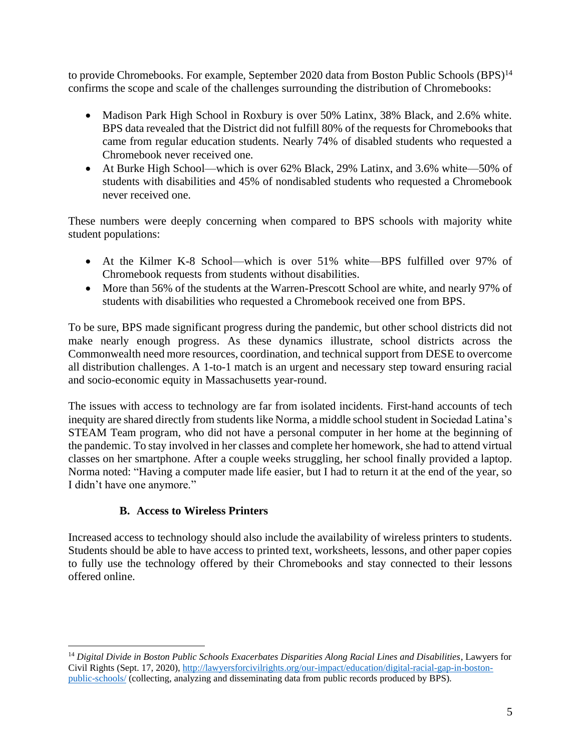to provide Chromebooks. For example, September 2020 data from Boston Public Schools (BPS)[14] confirms the scope and scale of the challenges surrounding the distribution of Chromebooks:

- Madison Park High School in Roxbury is over 50% Latinx, 38% Black, and 2.6% white. BPS data revealed that the District did not fulfill 80% of the requests for Chromebooks that came from regular education students. Nearly 74% of disabled students who requested a Chromebook never received one.
- At Burke High School—which is over 62% Black, 29% Latinx, and 3.6% white—50% of students with disabilities and 45% of nondisabled students who requested a Chromebook never received one.

These numbers were deeply concerning when compared to BPS schools with majority white student populations:

- At the Kilmer K-8 School—which is over 51% white—BPS fulfilled over 97% of Chromebook requests from students without disabilities.
- More than 56% of the students at the Warren-Prescott School are white, and nearly 97% of students with disabilities who requested a Chromebook received one from BPS.

To be sure, BPS made significant progress during the pandemic, but other school districts did not make nearly enough progress. As these dynamics illustrate, school districts across the Commonwealth need more resources, coordination, and technical support from DESE to overcome all distribution challenges. A 1-to-1 match is an urgent and necessary step toward ensuring racial and socio-economic equity in Massachusetts year-round.

The issues with access to technology are far from isolated incidents. First-hand accounts of tech inequity are shared directly from students like Norma, a middle school student in Sociedad Latina's STEAM Team program, who did not have a personal computer in her home at the beginning of the pandemic. To stay involved in her classes and complete her homework, she had to attend virtual classes on her smartphone. After a couple weeks struggling, her school finally provided a laptop. Norma noted: "Having a computer made life easier, but I had to return it at the end of the year, so I didn't have one anymore."

### B. Access to Wireless Printers

Increased access to technology should also include the availability of wireless printers to students. Students should be able to have access to printed text, worksheets, lessons, and other paper copies to fully use the technology offered by their Chromebooks and stay connected to their lessons offered online.

---

[14] *Digital Divide in Boston Public Schools Exacerbates Disparities Along Racial Lines and Disabilities*, Lawyers for Civil Rights (Sept. 17, 2020), http://lawyersforcivilrights.org/our-impact/education/digital-racial-gap-in-boston-public-schools/ (collecting, analyzing and disseminating data from public records produced by BPS).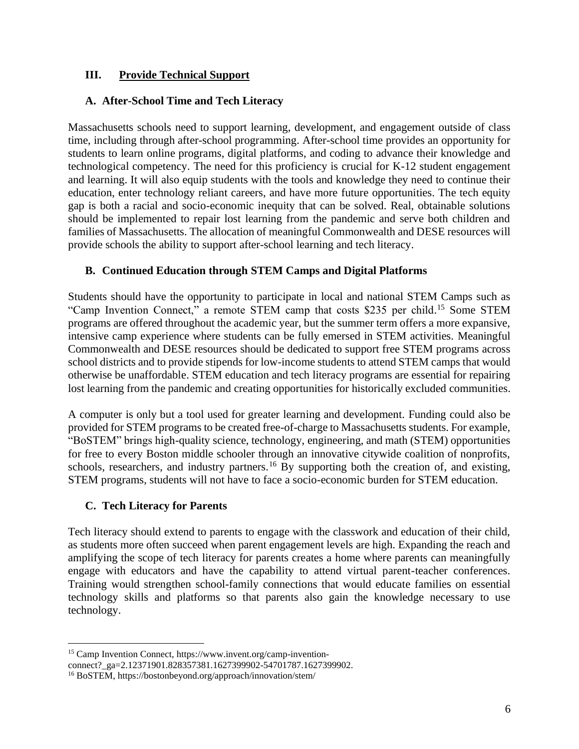## III. Provide Technical Support

### A. After-School Time and Tech Literacy

Massachusetts schools need to support learning, development, and engagement outside of class time, including through after-school programming. After-school time provides an opportunity for students to learn online programs, digital platforms, and coding to advance their knowledge and technological competency. The need for this proficiency is crucial for K-12 student engagement and learning. It will also equip students with the tools and knowledge they need to continue their education, enter technology reliant careers, and have more future opportunities. The tech equity gap is both a racial and socio-economic inequity that can be solved. Real, obtainable solutions should be implemented to repair lost learning from the pandemic and serve both children and families of Massachusetts. The allocation of meaningful Commonwealth and DESE resources will provide schools the ability to support after-school learning and tech literacy.

### B. Continued Education through STEM Camps and Digital Platforms

Students should have the opportunity to participate in local and national STEM Camps such as "Camp Invention Connect," a remote STEM camp that costs $235 per child.[15] Some STEM programs are offered throughout the academic year, but the summer term offers a more expansive, intensive camp experience where students can be fully emersed in STEM activities. Meaningful Commonwealth and DESE resources should be dedicated to support free STEM programs across school districts and to provide stipends for low-income students to attend STEM camps that would otherwise be unaffordable. STEM education and tech literacy programs are essential for repairing lost learning from the pandemic and creating opportunities for historically excluded communities.

A computer is only but a tool used for greater learning and development. Funding could also be provided for STEM programs to be created free-of-charge to Massachusetts students. For example, "BoSTEM" brings high-quality science, technology, engineering, and math (STEM) opportunities for free to every Boston middle schooler through an innovative citywide coalition of nonprofits, schools, researchers, and industry partners.[16] By supporting both the creation of, and existing, STEM programs, students will not have to face a socio-economic burden for STEM education.

### C. Tech Literacy for Parents

Tech literacy should extend to parents to engage with the classwork and education of their child, as students more often succeed when parent engagement levels are high. Expanding the reach and amplifying the scope of tech literacy for parents creates a home where parents can meaningfully engage with educators and have the capability to attend virtual parent-teacher conferences. Training would strengthen school-family connections that would educate families on essential technology skills and platforms so that parents also gain the knowledge necessary to use technology.

---

[15] Camp Invention Connect, https://www.invent.org/camp-invention-connect?_ga=2.12371901.828357381.1627399902-54701787.1627399902.

[16] BoSTEM, https://bostonbeyond.org/approach/innovation/stem/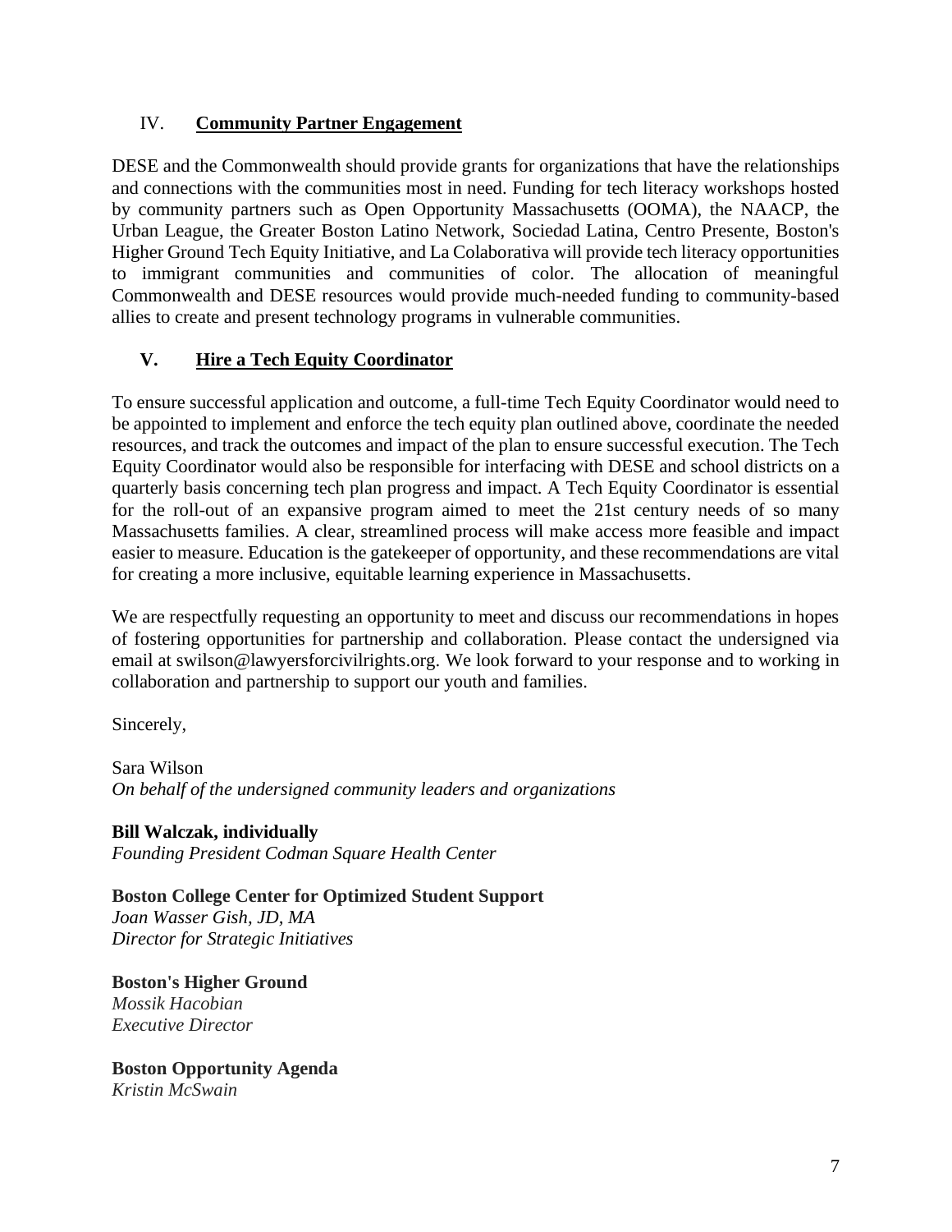## IV. Community Partner Engagement

DESE and the Commonwealth should provide grants for organizations that have the relationships and connections with the communities most in need. Funding for tech literacy workshops hosted by community partners such as Open Opportunity Massachusetts (OOMA), the NAACP, the Urban League, the Greater Boston Latino Network, Sociedad Latina, Centro Presente, Boston's Higher Ground Tech Equity Initiative, and La Colaborativa will provide tech literacy opportunities to immigrant communities and communities of color. The allocation of meaningful Commonwealth and DESE resources would provide much-needed funding to community-based allies to create and present technology programs in vulnerable communities.

## V. Hire a Tech Equity Coordinator

To ensure successful application and outcome, a full-time Tech Equity Coordinator would need to be appointed to implement and enforce the tech equity plan outlined above, coordinate the needed resources, and track the outcomes and impact of the plan to ensure successful execution. The Tech Equity Coordinator would also be responsible for interfacing with DESE and school districts on a quarterly basis concerning tech plan progress and impact. A Tech Equity Coordinator is essential for the roll-out of an expansive program aimed to meet the 21st century needs of so many Massachusetts families. A clear, streamlined process will make access more feasible and impact easier to measure. Education is the gatekeeper of opportunity, and these recommendations are vital for creating a more inclusive, equitable learning experience in Massachusetts.

We are respectfully requesting an opportunity to meet and discuss our recommendations in hopes of fostering opportunities for partnership and collaboration. Please contact the undersigned via email at swilson@lawyersforcivilrights.org. We look forward to your response and to working in collaboration and partnership to support our youth and families.

Sincerely,

Sara Wilson
*On behalf of the undersigned community leaders and organizations*

**Bill Walczak, individually**
*Founding President Codman Square Health Center*

**Boston College Center for Optimized Student Support**
*Joan Wasser Gish, JD, MA*
*Director for Strategic Initiatives*

**Boston's Higher Ground**
*Mossik Hacobian*
*Executive Director*

**Boston Opportunity Agenda**
*Kristin McSwain*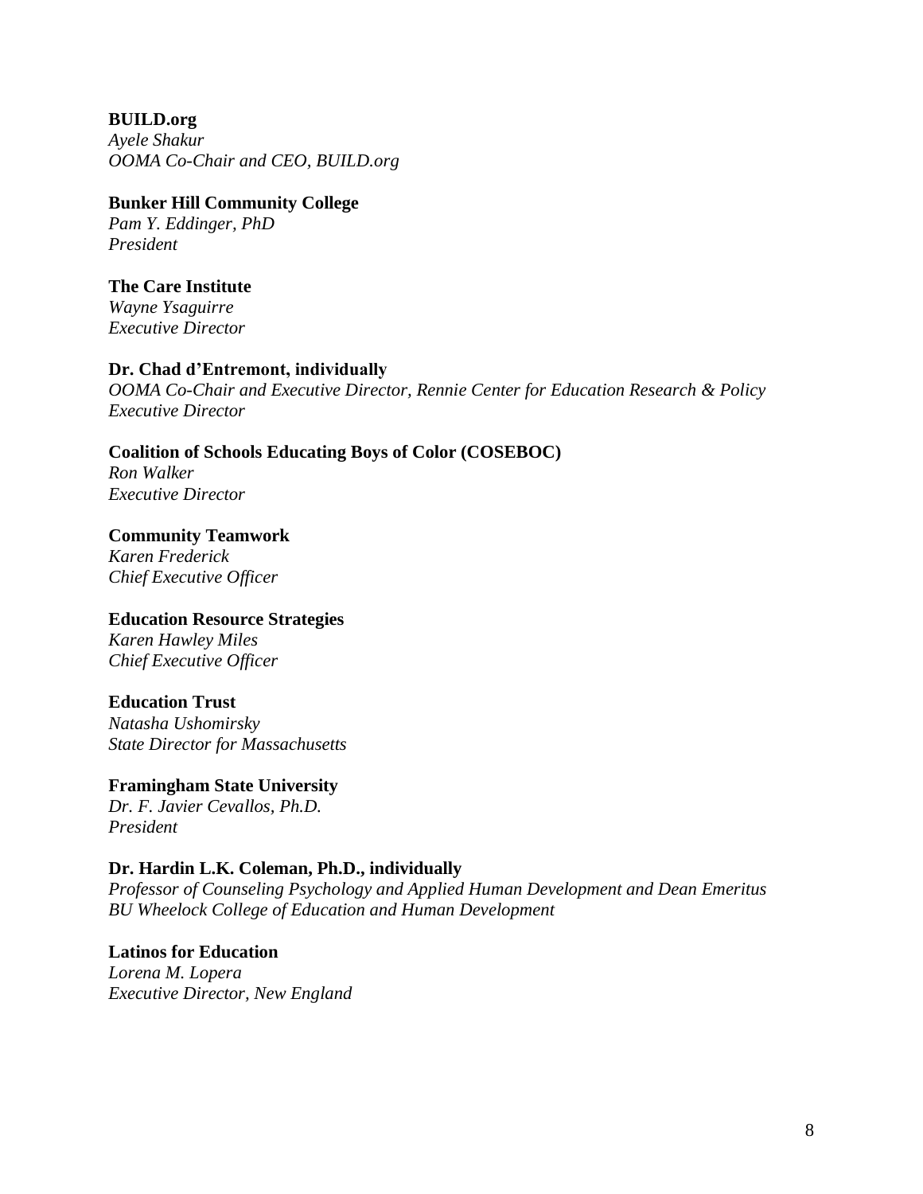**BUILD.org**  
*Ayele Shakur*  
*OOMA Co-Chair and CEO, BUILD.org*

**Bunker Hill Community College**  
*Pam Y. Eddinger, PhD*  
*President*

**The Care Institute**  
*Wayne Ysaguirre*  
*Executive Director*

**Dr. Chad d'Entremont, individually**  
*OOMA Co-Chair and Executive Director, Rennie Center for Education Research & Policy*  
*Executive Director*

**Coalition of Schools Educating Boys of Color (COSEBOC)**  
*Ron Walker*  
*Executive Director*

**Community Teamwork**  
*Karen Frederick*  
*Chief Executive Officer*

**Education Resource Strategies**  
*Karen Hawley Miles*  
*Chief Executive Officer*

**Education Trust**  
*Natasha Ushomirsky*  
*State Director for Massachusetts*

**Framingham State University**  
*Dr. F. Javier Cevallos, Ph.D.*  
*President*

**Dr. Hardin L.K. Coleman, Ph.D., individually**  
*Professor of Counseling Psychology and Applied Human Development and Dean Emeritus*  
*BU Wheelock College of Education and Human Development*

**Latinos for Education**  
*Lorena M. Lopera*  
*Executive Director, New England*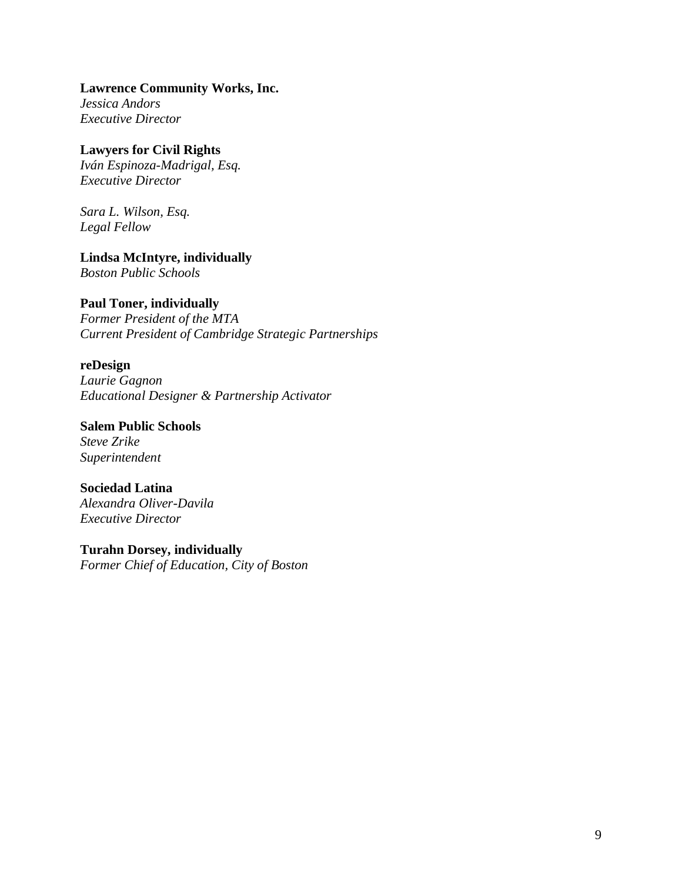**Lawrence Community Works, Inc.**
*Jessica Andors*
*Executive Director*

**Lawyers for Civil Rights**
*Iván Espinoza-Madrigal, Esq.*
*Executive Director*

*Sara L. Wilson, Esq.*
*Legal Fellow*

**Lindsa McIntyre, individually**
*Boston Public Schools*

**Paul Toner, individually**
*Former President of the MTA*
*Current President of Cambridge Strategic Partnerships*

**reDesign**
*Laurie Gagnon*
*Educational Designer & Partnership Activator*

**Salem Public Schools**
*Steve Zrike*
*Superintendent*

**Sociedad Latina**
*Alexandra Oliver-Davila*
*Executive Director*

**Turahn Dorsey, individually**
*Former Chief of Education, City of Boston*